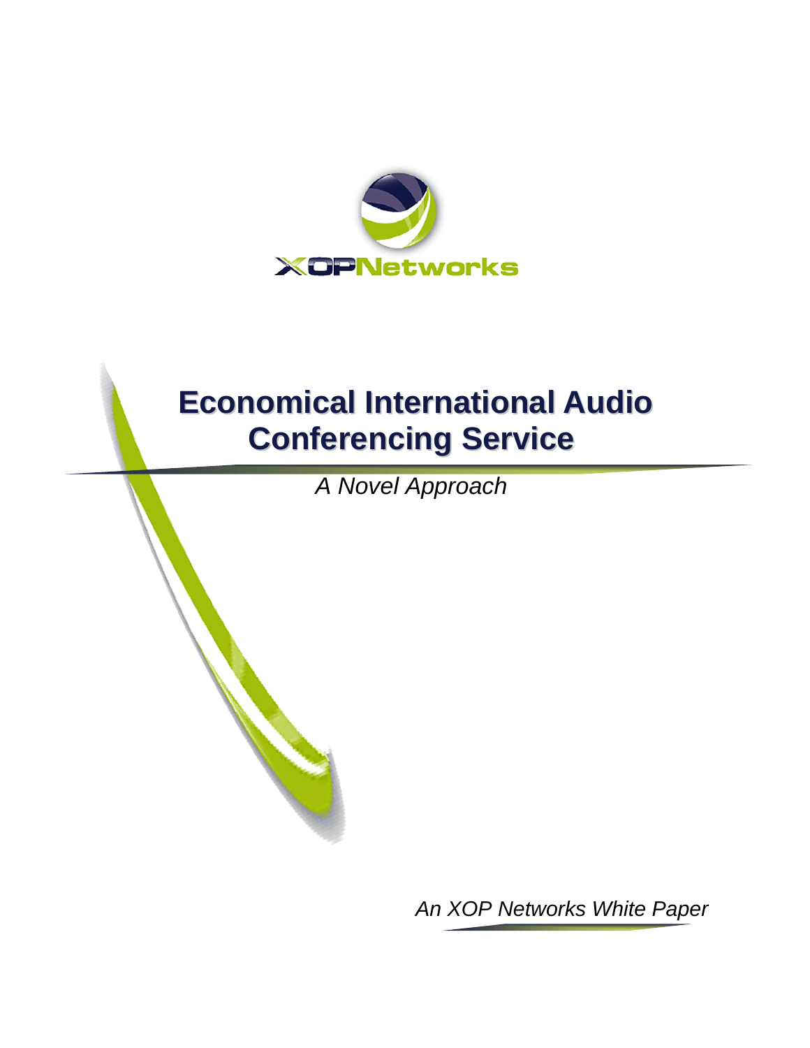XOPNetworks

# Economical International Audio Conferencing Service

*A Novel Approach*

*An XOP Networks White Paper*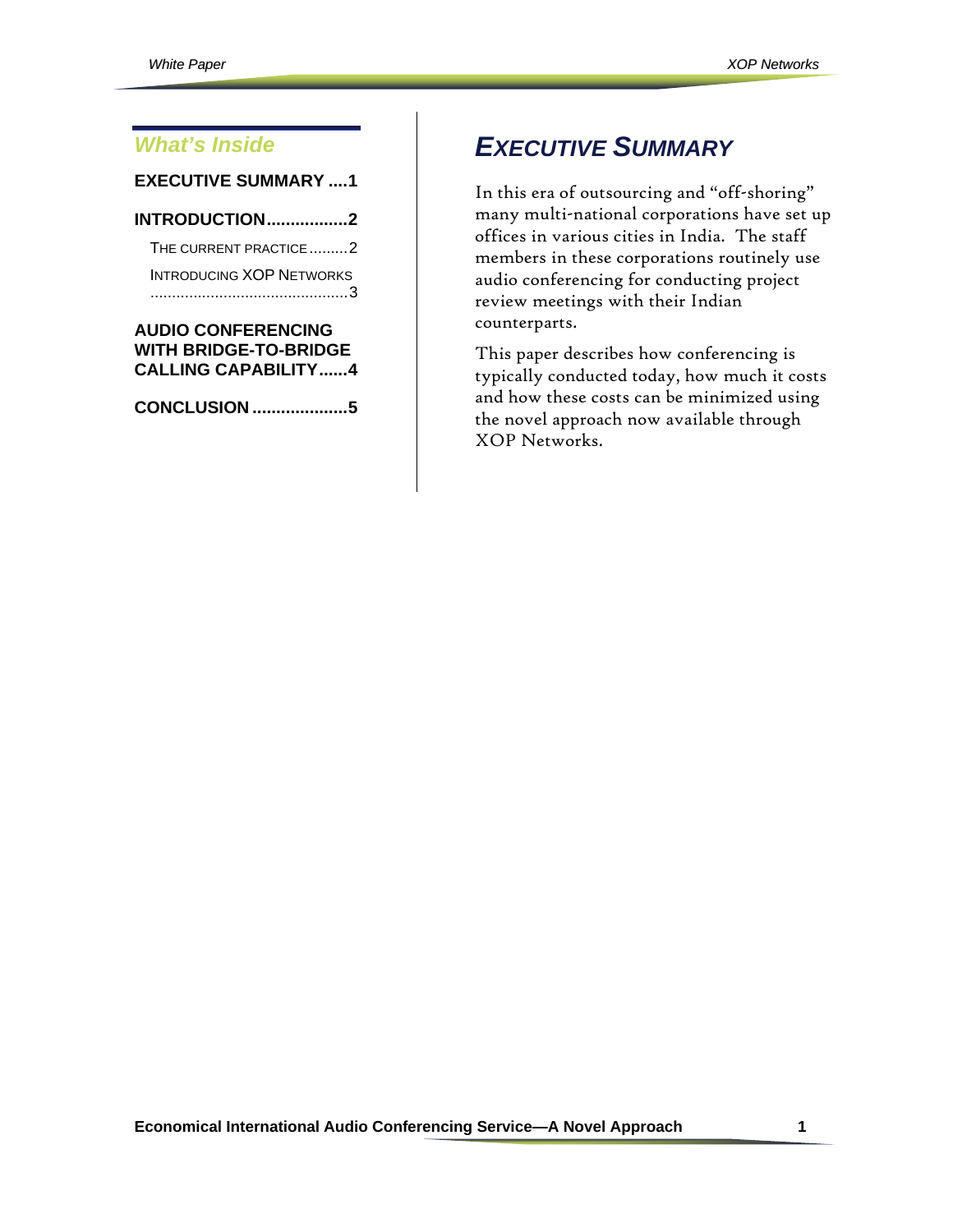## What's Inside

**EXECUTIVE SUMMARY ....1**

**INTRODUCTION.................2**

THE CURRENT PRACTICE .........2

INTRODUCING XOP NETWORKS .............................................3

**AUDIO CONFERENCING WITH BRIDGE-TO-BRIDGE CALLING CAPABILITY......4**

**CONCLUSION ....................5**

# *EXECUTIVE SUMMARY*

In this era of outsourcing and "off-shoring" many multi-national corporations have set up offices in various cities in India. The staff members in these corporations routinely use audio conferencing for conducting project review meetings with their Indian counterparts.

This paper describes how conferencing is typically conducted today, how much it costs and how these costs can be minimized using the novel approach now available through XOP Networks.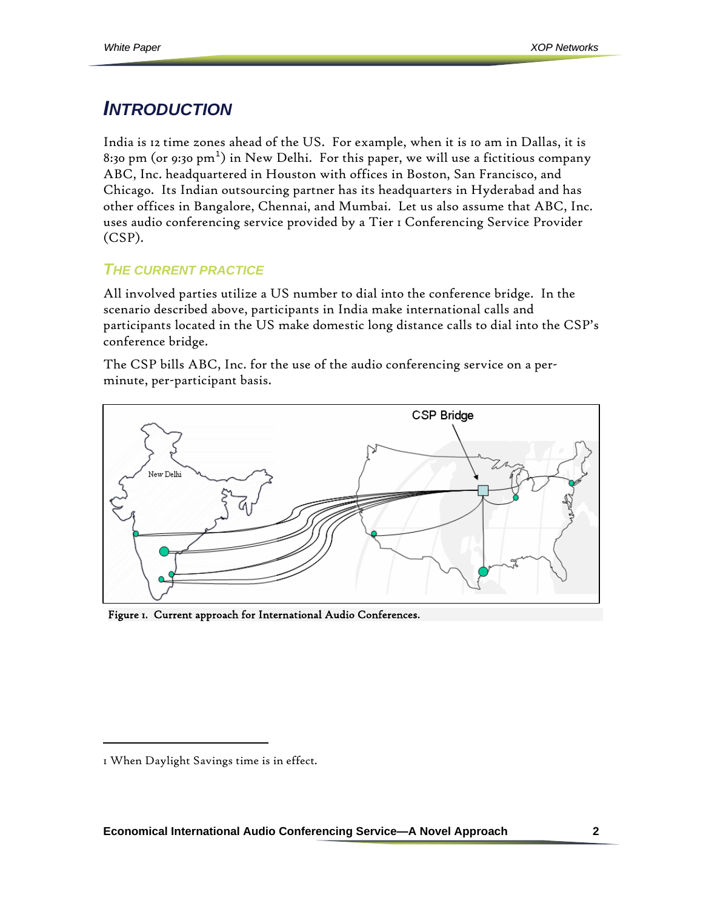# INTRODUCTION

India is 12 time zones ahead of the US. For example, when it is 10 am in Dallas, it is 8:30 pm (or 9:30 pm[1]) in New Delhi. For this paper, we will use a fictitious company ABC, Inc. headquartered in Houston with offices in Boston, San Francisco, and Chicago. Its Indian outsourcing partner has its headquarters in Hyderabad and has other offices in Bangalore, Chennai, and Mumbai. Let us also assume that ABC, Inc. uses audio conferencing service provided by a Tier 1 Conferencing Service Provider (CSP).

## THE CURRENT PRACTICE

All involved parties utilize a US number to dial into the conference bridge. In the scenario described above, participants in India make international calls and participants located in the US make domestic long distance calls to dial into the CSP's conference bridge.

The CSP bills ABC, Inc. for the use of the audio conferencing service on a per-minute, per-participant basis.

**Figure 1. Current approach for International Audio Conferences.**

---

1 When Daylight Savings time is in effect.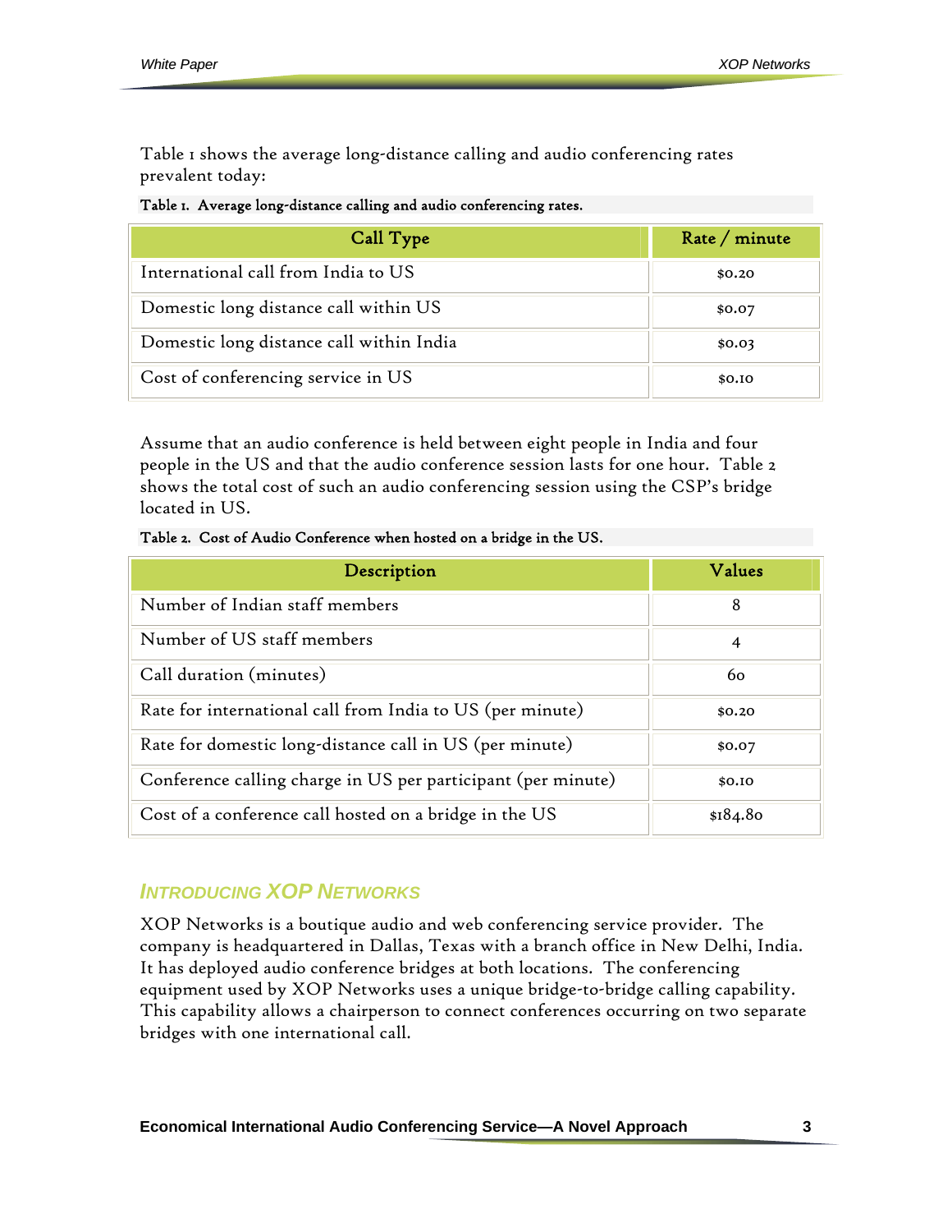Table 1 shows the average long-distance calling and audio conferencing rates prevalent today:

**Table 1. Average long-distance calling and audio conferencing rates.**

| Call Type | Rate / minute |
|---|---|
| International call from India to US | $0.20 |
| Domestic long distance call within US | $0.07 |
| Domestic long distance call within India | $0.03 |
| Cost of conferencing service in US | $0.10 |

Assume that an audio conference is held between eight people in India and four people in the US and that the audio conference session lasts for one hour. Table 2 shows the total cost of such an audio conferencing session using the CSP's bridge located in US.

**Table 2. Cost of Audio Conference when hosted on a bridge in the US.**

| Description | Values |
|---|---|
| Number of Indian staff members | 8 |
| Number of US staff members | 4 |
| Call duration (minutes) | 60 |
| Rate for international call from India to US (per minute) | $0.20 |
| Rate for domestic long-distance call in US (per minute) | $0.07 |
| Conference calling charge in US per participant (per minute) | $0.10 |
| Cost of a conference call hosted on a bridge in the US | $184.80 |

## *Introducing XOP Networks*

XOP Networks is a boutique audio and web conferencing service provider. The company is headquartered in Dallas, Texas with a branch office in New Delhi, India. It has deployed audio conference bridges at both locations. The conferencing equipment used by XOP Networks uses a unique bridge-to-bridge calling capability. This capability allows a chairperson to connect conferences occurring on two separate bridges with one international call.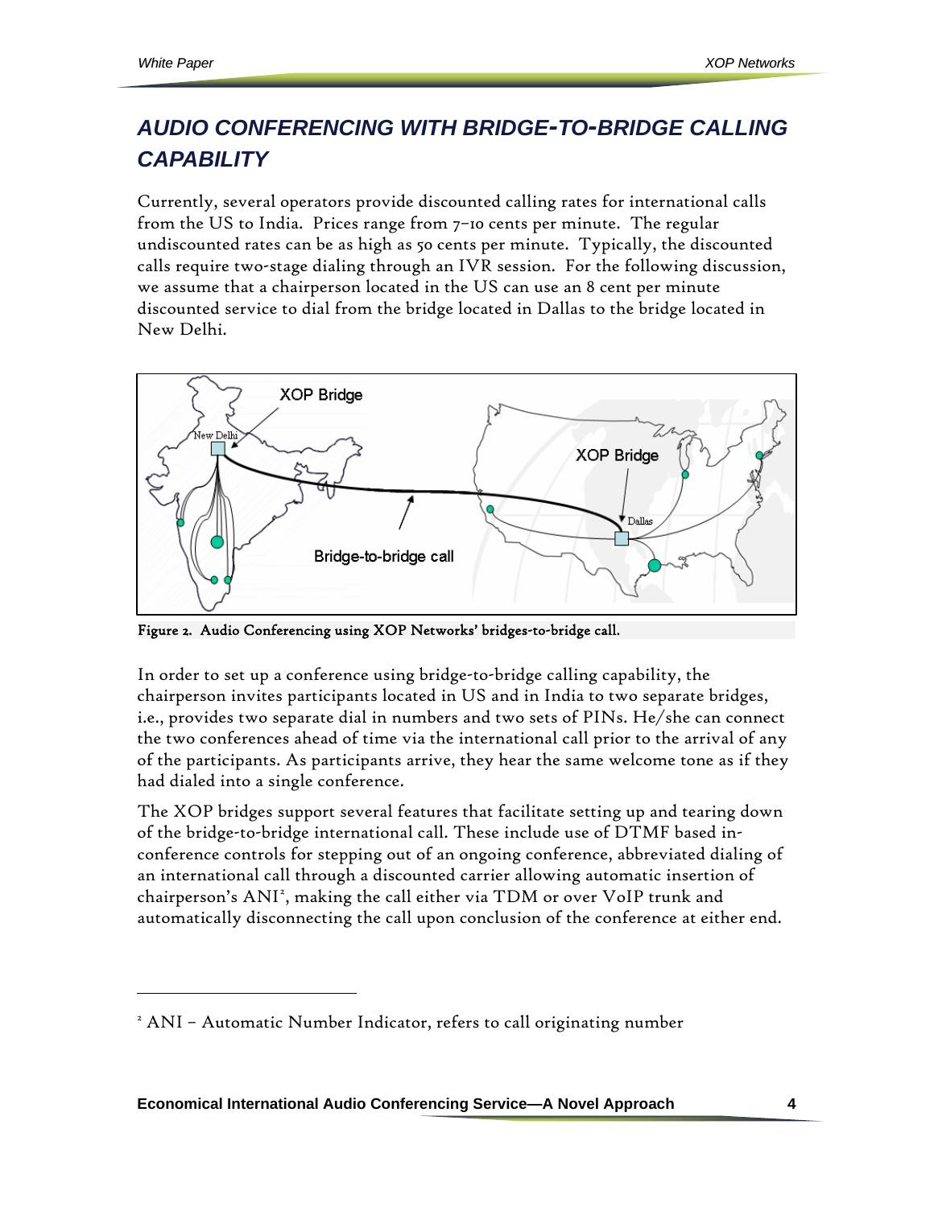## *AUDIO CONFERENCING WITH BRIDGE-TO-BRIDGE CALLING CAPABILITY*

Currently, several operators provide discounted calling rates for international calls from the US to India. Prices range from 7–10 cents per minute. The regular undiscounted rates can be as high as 50 cents per minute. Typically, the discounted calls require two-stage dialing through an IVR session. For the following discussion, we assume that a chairperson located in the US can use an 8 cent per minute discounted service to dial from the bridge located in Dallas to the bridge located in New Delhi.

Figure 2. Audio Conferencing using XOP Networks' bridges-to-bridge call.

In order to set up a conference using bridge-to-bridge calling capability, the chairperson invites participants located in US and in India to two separate bridges, i.e., provides two separate dial in numbers and two sets of PINs. He/she can connect the two conferences ahead of time via the international call prior to the arrival of any of the participants. As participants arrive, they hear the same welcome tone as if they had dialed into a single conference.

The XOP bridges support several features that facilitate setting up and tearing down of the bridge-to-bridge international call. These include use of DTMF based in-conference controls for stepping out of an ongoing conference, abbreviated dialing of an international call through a discounted carrier allowing automatic insertion of chairperson's ANI[2], making the call either via TDM or over VoIP trunk and automatically disconnecting the call upon conclusion of the conference at either end.

---

[2] ANI – Automatic Number Indicator, refers to call originating number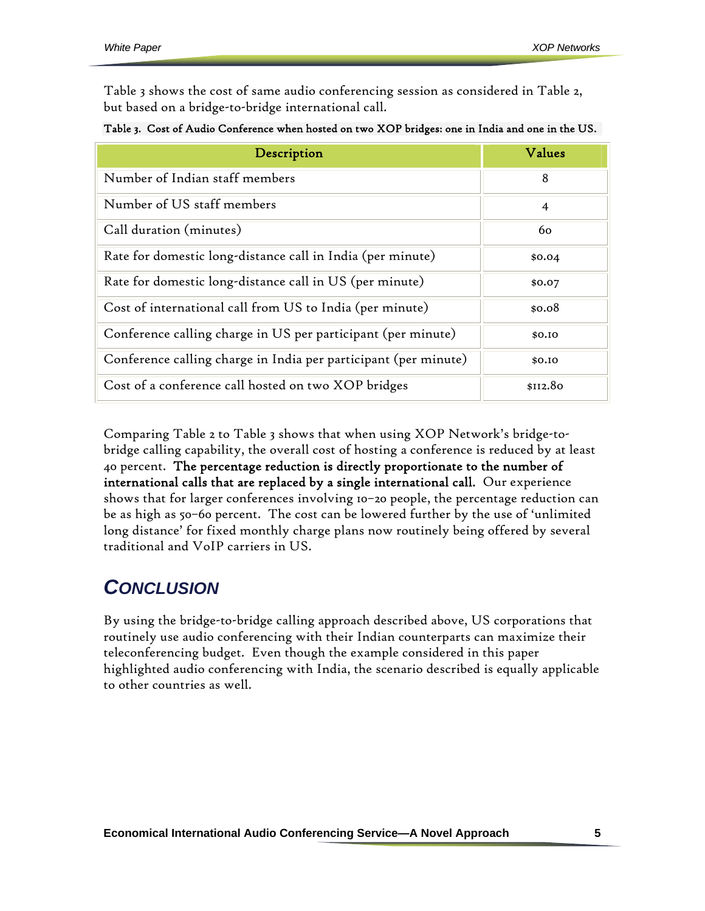Table 3 shows the cost of same audio conferencing session as considered in Table 2, but based on a bridge-to-bridge international call.

**Table 3. Cost of Audio Conference when hosted on two XOP bridges: one in India and one in the US.**

| Description | Values |
|---|---|
| Number of Indian staff members | 8 |
| Number of US staff members | 4 |
| Call duration (minutes) | 60 |
| Rate for domestic long-distance call in India (per minute) | $0.04 |
| Rate for domestic long-distance call in US (per minute) | $0.07 |
| Cost of international call from US to India (per minute) | $0.08 |
| Conference calling charge in US per participant (per minute) | $0.10 |
| Conference calling charge in India per participant (per minute) | $0.10 |
| Cost of a conference call hosted on two XOP bridges | $112.80 |

Comparing Table 2 to Table 3 shows that when using XOP Network's bridge-to-bridge calling capability, the overall cost of hosting a conference is reduced by at least 40 percent. **The percentage reduction is directly proportionate to the number of international calls that are replaced by a single international call.** Our experience shows that for larger conferences involving 10–20 people, the percentage reduction can be as high as 50–60 percent. The cost can be lowered further by the use of 'unlimited long distance' for fixed monthly charge plans now routinely being offered by several traditional and VoIP carriers in US.

## *CONCLUSION*

By using the bridge-to-bridge calling approach described above, US corporations that routinely use audio conferencing with their Indian counterparts can maximize their teleconferencing budget. Even though the example considered in this paper highlighted audio conferencing with India, the scenario described is equally applicable to other countries as well.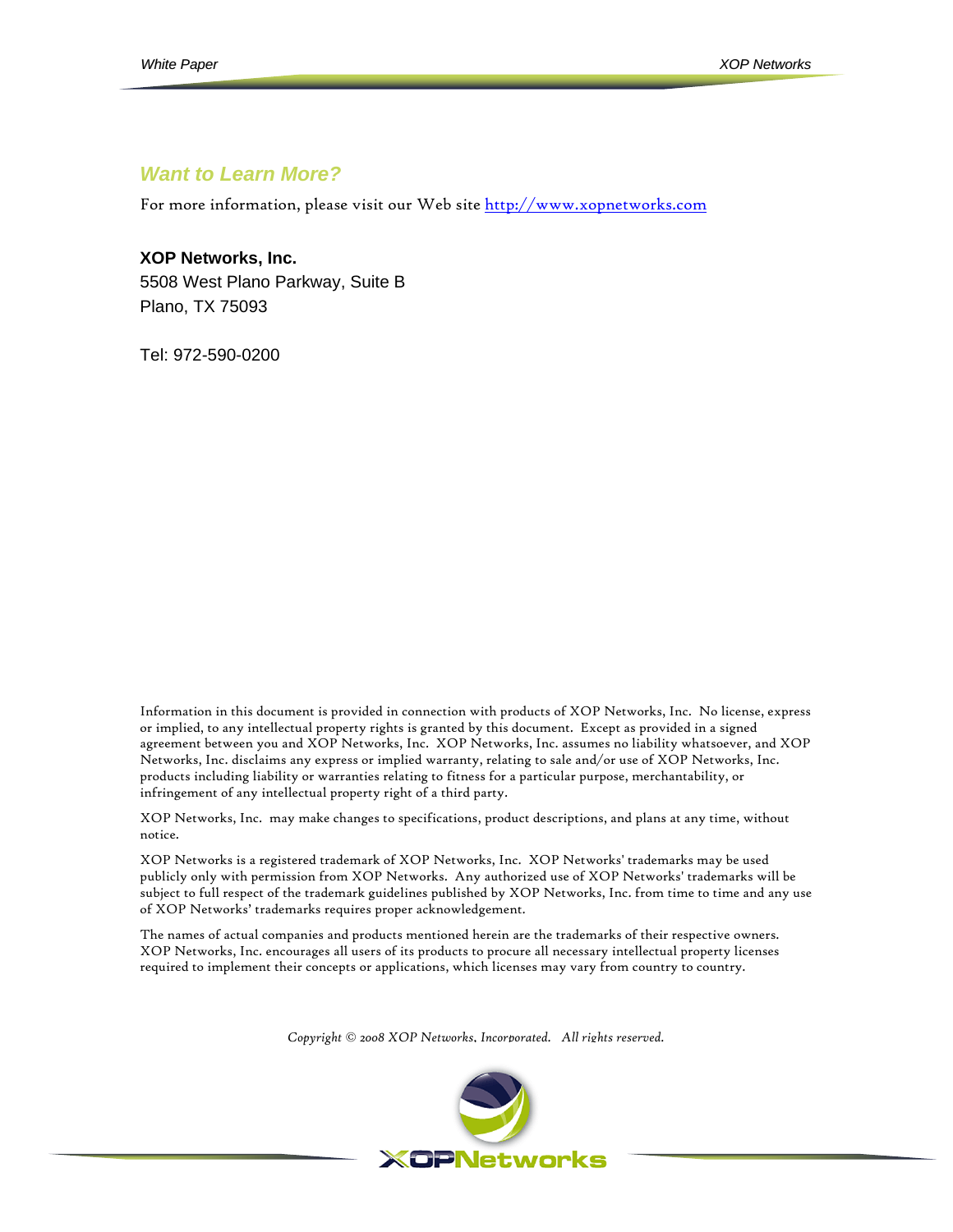## Want to Learn More?

For more information, please visit our Web site [http://www.xopnetworks.com](http://www.xopnetworks.com)

**XOP Networks, Inc.**
5508 West Plano Parkway, Suite B
Plano, TX 75093

Tel: 972-590-0200

Information in this document is provided in connection with products of XOP Networks, Inc. No license, express or implied, to any intellectual property rights is granted by this document. Except as provided in a signed agreement between you and XOP Networks, Inc. XOP Networks, Inc. assumes no liability whatsoever, and XOP Networks, Inc. disclaims any express or implied warranty, relating to sale and/or use of XOP Networks, Inc. products including liability or warranties relating to fitness for a particular purpose, merchantability, or infringement of any intellectual property right of a third party.

XOP Networks, Inc. may make changes to specifications, product descriptions, and plans at any time, without notice.

XOP Networks is a registered trademark of XOP Networks, Inc. XOP Networks' trademarks may be used publicly only with permission from XOP Networks. Any authorized use of XOP Networks' trademarks will be subject to full respect of the trademark guidelines published by XOP Networks, Inc. from time to time and any use of XOP Networks' trademarks requires proper acknowledgement.

The names of actual companies and products mentioned herein are the trademarks of their respective owners. XOP Networks, Inc. encourages all users of its products to procure all necessary intellectual property licenses required to implement their concepts or applications, which licenses may vary from country to country.

*Copyright © 2008 XOP Networks, Incorporated. All rights reserved.*

XOPNetworks